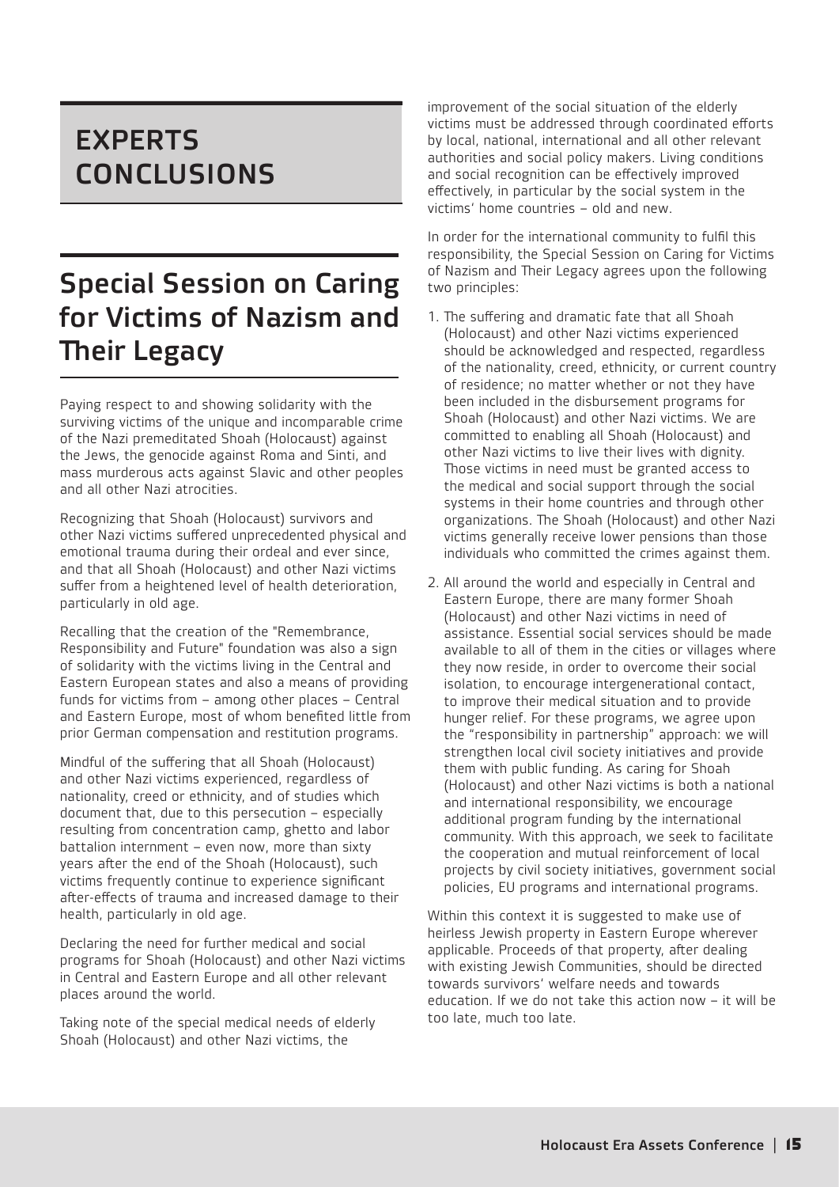# EXPERTS CONCLUSIONS

## Special Session on Caring for Victims of Nazism and Their Legacy

Paying respect to and showing solidarity with the surviving victims of the unique and incomparable crime of the Nazi premeditated Shoah (Holocaust) against the Jews, the genocide against Roma and Sinti, and mass murderous acts against Slavic and other peoples and all other Nazi atrocities.

Recognizing that Shoah (Holocaust) survivors and other Nazi victims suffered unprecedented physical and emotional trauma during their ordeal and ever since, and that all Shoah (Holocaust) and other Nazi victims suffer from a heightened level of health deterioration, particularly in old age.

Recalling that the creation of the "Remembrance, Responsibility and Future" foundation was also a sign of solidarity with the victims living in the Central and Eastern European states and also a means of providing funds for victims from – among other places – Central and Eastern Europe, most of whom benefited little from prior German compensation and restitution programs.

Mindful of the suffering that all Shoah (Holocaust) and other Nazi victims experienced, regardless of nationality, creed or ethnicity, and of studies which document that, due to this persecution – especially resulting from concentration camp, ghetto and labor battalion internment – even now, more than sixty years after the end of the Shoah (Holocaust), such victims frequently continue to experience significant after-effects of trauma and increased damage to their health, particularly in old age.

Declaring the need for further medical and social programs for Shoah (Holocaust) and other Nazi victims in Central and Eastern Europe and all other relevant places around the world.

Taking note of the special medical needs of elderly Shoah (Holocaust) and other Nazi victims, the improvement of the social situation of the elderly victims must be addressed through coordinated efforts by local, national, international and all other relevant authorities and social policy makers. Living conditions and social recognition can be effectively improved effectively, in particular by the social system in the victims' home countries – old and new.

In order for the international community to fulfil this responsibility, the Special Session on Caring for Victims of Nazism and Their Legacy agrees upon the following two principles:

1. The suffering and dramatic fate that all Shoah (Holocaust) and other Nazi victims experienced should be acknowledged and respected, regardless of the nationality, creed, ethnicity, or current country of residence; no matter whether or not they have been included in the disbursement programs for Shoah (Holocaust) and other Nazi victims. We are committed to enabling all Shoah (Holocaust) and other Nazi victims to live their lives with dignity. Those victims in need must be granted access to the medical and social support through the social systems in their home countries and through other organizations. The Shoah (Holocaust) and other Nazi victims generally receive lower pensions than those individuals who committed the crimes against them.
2. All around the world and especially in Central and Eastern Europe, there are many former Shoah (Holocaust) and other Nazi victims in need of assistance. Essential social services should be made available to all of them in the cities or villages where they now reside, in order to overcome their social isolation, to encourage intergenerational contact, to improve their medical situation and to provide hunger relief. For these programs, we agree upon the "responsibility in partnership" approach: we will strengthen local civil society initiatives and provide them with public funding. As caring for Shoah (Holocaust) and other Nazi victims is both a national and international responsibility, we encourage additional program funding by the international community. With this approach, we seek to facilitate the cooperation and mutual reinforcement of local projects by civil society initiatives, government social policies, EU programs and international programs.

Within this context it is suggested to make use of heirless Jewish property in Eastern Europe wherever applicable. Proceeds of that property, after dealing with existing Jewish Communities, should be directed towards survivors' welfare needs and towards education. If we do not take this action now – it will be too late, much too late.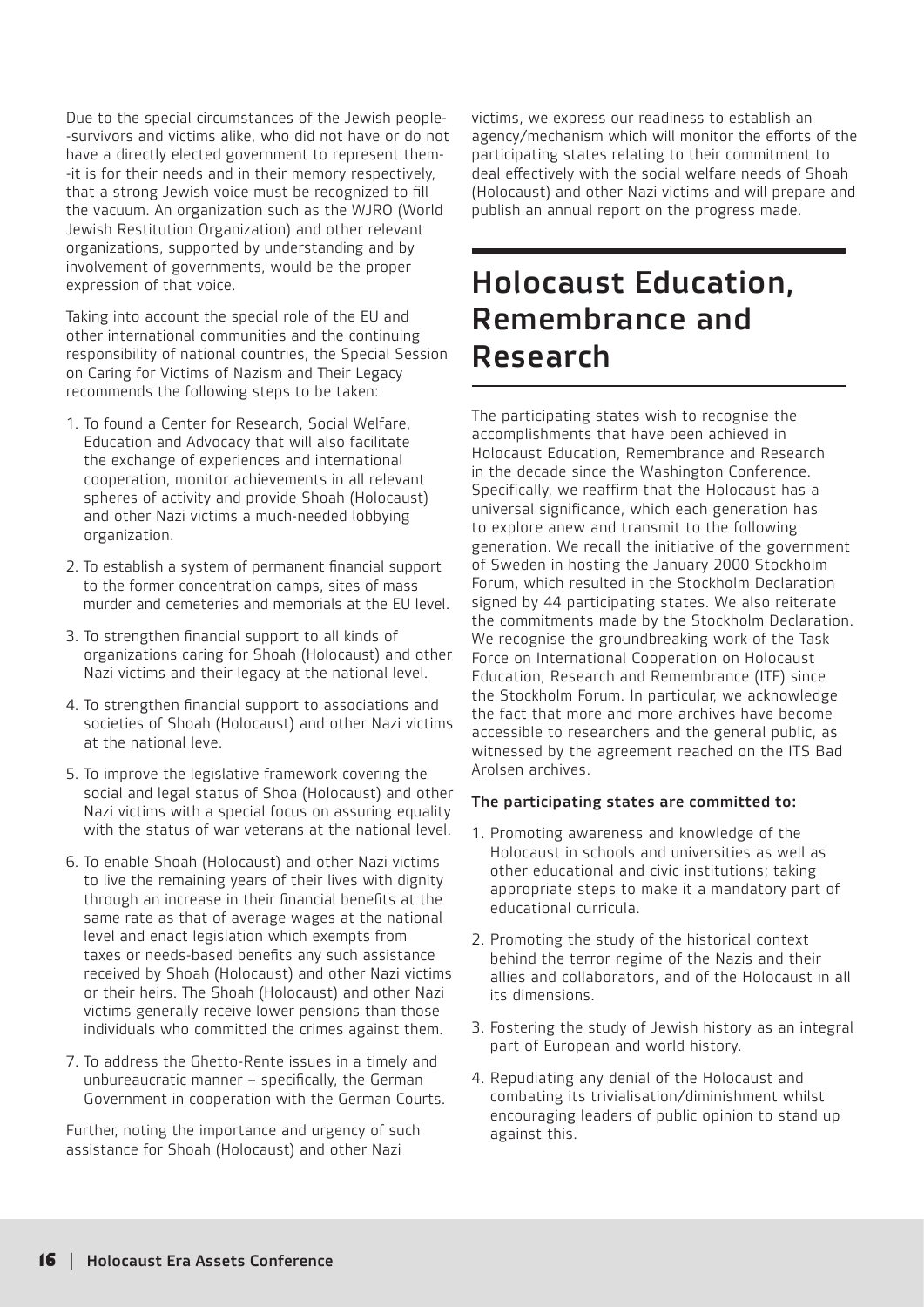Due to the special circumstances of the Jewish people--survivors and victims alike, who did not have or do not have a directly elected government to represent them--it is for their needs and in their memory respectively, that a strong Jewish voice must be recognized to fill the vacuum. An organization such as the WJRO (World Jewish Restitution Organization) and other relevant organizations, supported by understanding and by involvement of governments, would be the proper expression of that voice.

Taking into account the special role of the EU and other international communities and the continuing responsibility of national countries, the Special Session on Caring for Victims of Nazism and Their Legacy recommends the following steps to be taken:

1. To found a Center for Research, Social Welfare, Education and Advocacy that will also facilitate the exchange of experiences and international cooperation, monitor achievements in all relevant spheres of activity and provide Shoah (Holocaust) and other Nazi victims a much-needed lobbying organization.
2. To establish a system of permanent financial support to the former concentration camps, sites of mass murder and cemeteries and memorials at the EU level.
3. To strengthen financial support to all kinds of organizations caring for Shoah (Holocaust) and other Nazi victims and their legacy at the national level.
4. To strengthen financial support to associations and societies of Shoah (Holocaust) and other Nazi victims at the national leve.
5. To improve the legislative framework covering the social and legal status of Shoa (Holocaust) and other Nazi victims with a special focus on assuring equality with the status of war veterans at the national level.
6. To enable Shoah (Holocaust) and other Nazi victims to live the remaining years of their lives with dignity through an increase in their financial benefits at the same rate as that of average wages at the national level and enact legislation which exempts from taxes or needs-based benefits any such assistance received by Shoah (Holocaust) and other Nazi victims or their heirs. The Shoah (Holocaust) and other Nazi victims generally receive lower pensions than those individuals who committed the crimes against them.
7. To address the Ghetto-Rente issues in a timely and unbureaucratic manner – specifically, the German Government in cooperation with the German Courts.

Further, noting the importance and urgency of such assistance for Shoah (Holocaust) and other Nazi victims, we express our readiness to establish an agency/mechanism which will monitor the efforts of the participating states relating to their commitment to deal effectively with the social welfare needs of Shoah (Holocaust) and other Nazi victims and will prepare and publish an annual report on the progress made.

# Holocaust Education, Remembrance and Research

The participating states wish to recognise the accomplishments that have been achieved in Holocaust Education, Remembrance and Research in the decade since the Washington Conference. Specifically, we reaffirm that the Holocaust has a universal significance, which each generation has to explore anew and transmit to the following generation. We recall the initiative of the government of Sweden in hosting the January 2000 Stockholm Forum, which resulted in the Stockholm Declaration signed by 44 participating states. We also reiterate the commitments made by the Stockholm Declaration. We recognise the groundbreaking work of the Task Force on International Cooperation on Holocaust Education, Research and Remembrance (ITF) since the Stockholm Forum. In particular, we acknowledge the fact that more and more archives have become accessible to researchers and the general public, as witnessed by the agreement reached on the ITS Bad Arolsen archives.

**The participating states are committed to:**

1. Promoting awareness and knowledge of the Holocaust in schools and universities as well as other educational and civic institutions; taking appropriate steps to make it a mandatory part of educational curricula.
2. Promoting the study of the historical context behind the terror regime of the Nazis and their allies and collaborators, and of the Holocaust in all its dimensions.
3. Fostering the study of Jewish history as an integral part of European and world history.
4. Repudiating any denial of the Holocaust and combating its trivialisation/diminishment whilst encouraging leaders of public opinion to stand up against this.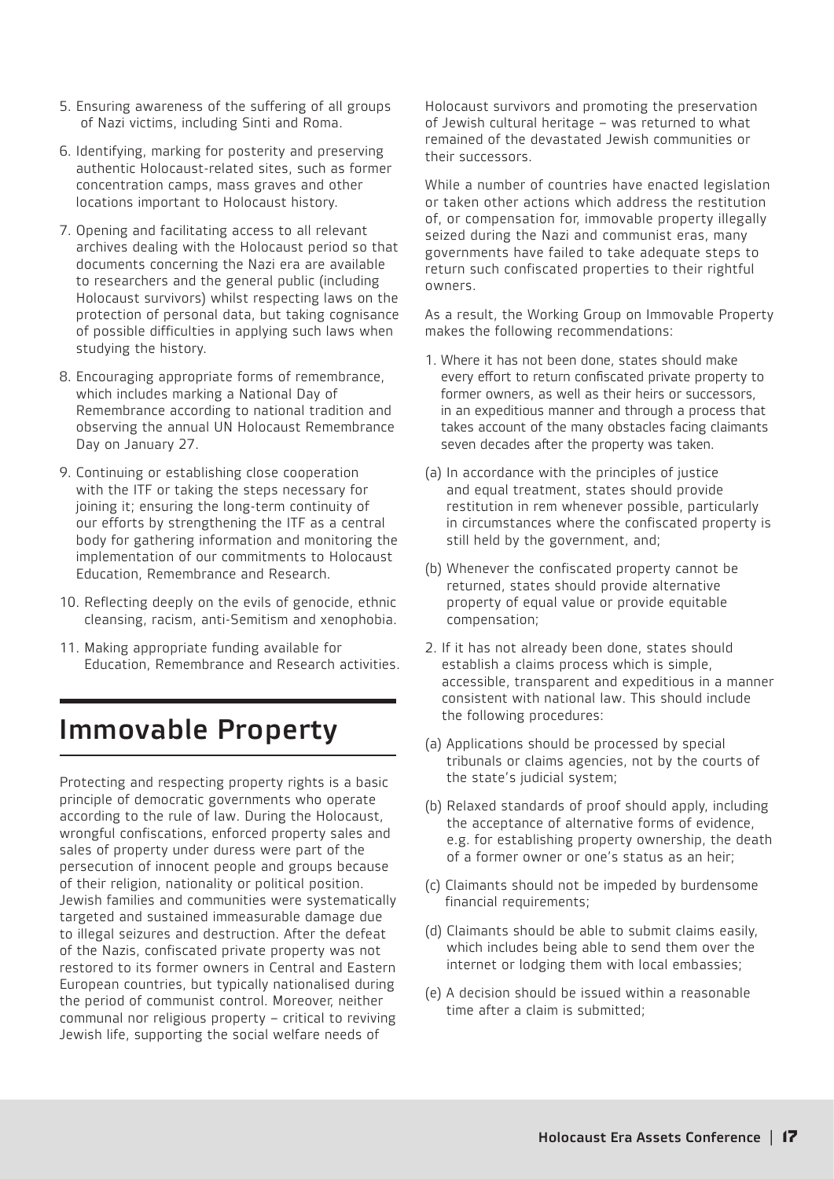5. Ensuring awareness of the suffering of all groups of Nazi victims, including Sinti and Roma.
6. Identifying, marking for posterity and preserving authentic Holocaust-related sites, such as former concentration camps, mass graves and other locations important to Holocaust history.
7. Opening and facilitating access to all relevant archives dealing with the Holocaust period so that documents concerning the Nazi era are available to researchers and the general public (including Holocaust survivors) whilst respecting laws on the protection of personal data, but taking cognisance of possible difficulties in applying such laws when studying the history.
8. Encouraging appropriate forms of remembrance, which includes marking a National Day of Remembrance according to national tradition and observing the annual UN Holocaust Remembrance Day on January 27.
9. Continuing or establishing close cooperation with the ITF or taking the steps necessary for joining it; ensuring the long-term continuity of our efforts by strengthening the ITF as a central body for gathering information and monitoring the implementation of our commitments to Holocaust Education, Remembrance and Research.
10. Reflecting deeply on the evils of genocide, ethnic cleansing, racism, anti-Semitism and xenophobia.
11. Making appropriate funding available for Education, Remembrance and Research activities.

## Immovable Property

Protecting and respecting property rights is a basic principle of democratic governments who operate according to the rule of law. During the Holocaust, wrongful confiscations, enforced property sales and sales of property under duress were part of the persecution of innocent people and groups because of their religion, nationality or political position. Jewish families and communities were systematically targeted and sustained immeasurable damage due to illegal seizures and destruction. After the defeat of the Nazis, confiscated private property was not restored to its former owners in Central and Eastern European countries, but typically nationalised during the period of communist control. Moreover, neither communal nor religious property – critical to reviving Jewish life, supporting the social welfare needs of Holocaust survivors and promoting the preservation of Jewish cultural heritage – was returned to what remained of the devastated Jewish communities or their successors.

While a number of countries have enacted legislation or taken other actions which address the restitution of, or compensation for, immovable property illegally seized during the Nazi and communist eras, many governments have failed to take adequate steps to return such confiscated properties to their rightful owners.

As a result, the Working Group on Immovable Property makes the following recommendations:

1. Where it has not been done, states should make every effort to return confiscated private property to former owners, as well as their heirs or successors, in an expeditious manner and through a process that takes account of the many obstacles facing claimants seven decades after the property was taken.

(a) In accordance with the principles of justice and equal treatment, states should provide restitution in rem whenever possible, particularly in circumstances where the confiscated property is still held by the government, and;

(b) Whenever the confiscated property cannot be returned, states should provide alternative property of equal value or provide equitable compensation;

2. If it has not already been done, states should establish a claims process which is simple, accessible, transparent and expeditious in a manner consistent with national law. This should include the following procedures:

(a) Applications should be processed by special tribunals or claims agencies, not by the courts of the state's judicial system;

(b) Relaxed standards of proof should apply, including the acceptance of alternative forms of evidence, e.g. for establishing property ownership, the death of a former owner or one's status as an heir;

(c) Claimants should not be impeded by burdensome financial requirements;

(d) Claimants should be able to submit claims easily, which includes being able to send them over the internet or lodging them with local embassies;

(e) A decision should be issued within a reasonable time after a claim is submitted;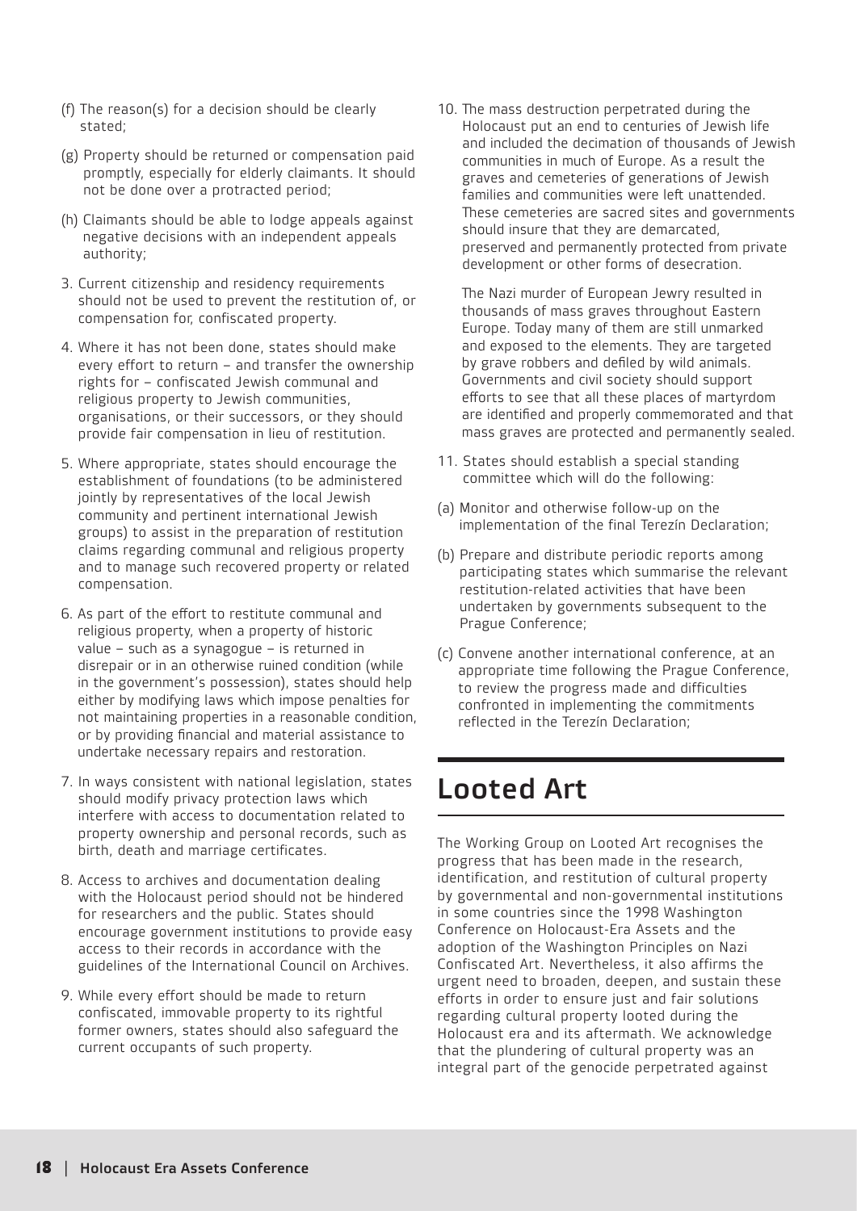(f) The reason(s) for a decision should be clearly stated;

(g) Property should be returned or compensation paid promptly, especially for elderly claimants. It should not be done over a protracted period;

(h) Claimants should be able to lodge appeals against negative decisions with an independent appeals authority;

3. Current citizenship and residency requirements should not be used to prevent the restitution of, or compensation for, confiscated property.

4. Where it has not been done, states should make every effort to return – and transfer the ownership rights for – confiscated Jewish communal and religious property to Jewish communities, organisations, or their successors, or they should provide fair compensation in lieu of restitution.

5. Where appropriate, states should encourage the establishment of foundations (to be administered jointly by representatives of the local Jewish community and pertinent international Jewish groups) to assist in the preparation of restitution claims regarding communal and religious property and to manage such recovered property or related compensation.

6. As part of the effort to restitute communal and religious property, when a property of historic value – such as a synagogue – is returned in disrepair or in an otherwise ruined condition (while in the government's possession), states should help either by modifying laws which impose penalties for not maintaining properties in a reasonable condition, or by providing financial and material assistance to undertake necessary repairs and restoration.

7. In ways consistent with national legislation, states should modify privacy protection laws which interfere with access to documentation related to property ownership and personal records, such as birth, death and marriage certificates.

8. Access to archives and documentation dealing with the Holocaust period should not be hindered for researchers and the public. States should encourage government institutions to provide easy access to their records in accordance with the guidelines of the International Council on Archives.

9. While every effort should be made to return confiscated, immovable property to its rightful former owners, states should also safeguard the current occupants of such property.

10. The mass destruction perpetrated during the Holocaust put an end to centuries of Jewish life and included the decimation of thousands of Jewish communities in much of Europe. As a result the graves and cemeteries of generations of Jewish families and communities were left unattended. These cemeteries are sacred sites and governments should insure that they are demarcated, preserved and permanently protected from private development or other forms of desecration.

    The Nazi murder of European Jewry resulted in thousands of mass graves throughout Eastern Europe. Today many of them are still unmarked and exposed to the elements. They are targeted by grave robbers and defiled by wild animals. Governments and civil society should support efforts to see that all these places of martyrdom are identified and properly commemorated and that mass graves are protected and permanently sealed.

11. States should establish a special standing committee which will do the following:

(a) Monitor and otherwise follow-up on the implementation of the final Terezín Declaration;

(b) Prepare and distribute periodic reports among participating states which summarise the relevant restitution-related activities that have been undertaken by governments subsequent to the Prague Conference;

(c) Convene another international conference, at an appropriate time following the Prague Conference, to review the progress made and difficulties confronted in implementing the commitments reflected in the Terezín Declaration;

## Looted Art

The Working Group on Looted Art recognises the progress that has been made in the research, identification, and restitution of cultural property by governmental and non-governmental institutions in some countries since the 1998 Washington Conference on Holocaust-Era Assets and the adoption of the Washington Principles on Nazi Confiscated Art. Nevertheless, it also affirms the urgent need to broaden, deepen, and sustain these efforts in order to ensure just and fair solutions regarding cultural property looted during the Holocaust era and its aftermath. We acknowledge that the plundering of cultural property was an integral part of the genocide perpetrated against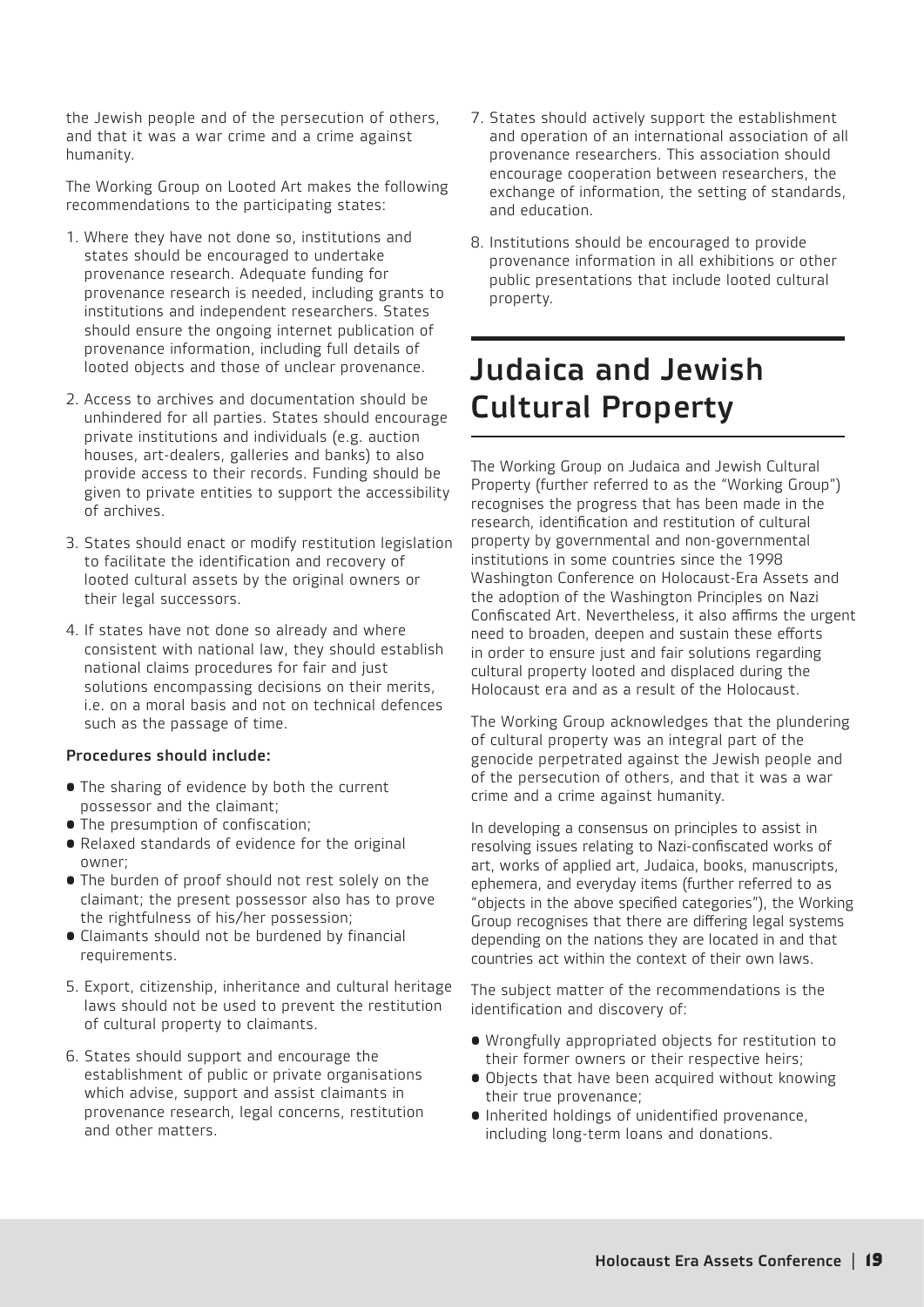the Jewish people and of the persecution of others, and that it was a war crime and a crime against humanity.

The Working Group on Looted Art makes the following recommendations to the participating states:

1. Where they have not done so, institutions and states should be encouraged to undertake provenance research. Adequate funding for provenance research is needed, including grants to institutions and independent researchers. States should ensure the ongoing internet publication of provenance information, including full details of looted objects and those of unclear provenance.

2. Access to archives and documentation should be unhindered for all parties. States should encourage private institutions and individuals (e.g. auction houses, art-dealers, galleries and banks) to also provide access to their records. Funding should be given to private entities to support the accessibility of archives.

3. States should enact or modify restitution legislation to facilitate the identification and recovery of looted cultural assets by the original owners or their legal successors.

4. If states have not done so already and where consistent with national law, they should establish national claims procedures for fair and just solutions encompassing decisions on their merits, i.e. on a moral basis and not on technical defences such as the passage of time.

**Procedures should include:**

- The sharing of evidence by both the current possessor and the claimant;
- The presumption of confiscation;
- Relaxed standards of evidence for the original owner;
- The burden of proof should not rest solely on the claimant; the present possessor also has to prove the rightfulness of his/her possession;
- Claimants should not be burdened by financial requirements.

5. Export, citizenship, inheritance and cultural heritage laws should not be used to prevent the restitution of cultural property to claimants.

6. States should support and encourage the establishment of public or private organisations which advise, support and assist claimants in provenance research, legal concerns, restitution and other matters.

7. States should actively support the establishment and operation of an international association of all provenance researchers. This association should encourage cooperation between researchers, the exchange of information, the setting of standards, and education.

8. Institutions should be encouraged to provide provenance information in all exhibitions or other public presentations that include looted cultural property.

## Judaica and Jewish Cultural Property

The Working Group on Judaica and Jewish Cultural Property (further referred to as the "Working Group") recognises the progress that has been made in the research, identification and restitution of cultural property by governmental and non-governmental institutions in some countries since the 1998 Washington Conference on Holocaust-Era Assets and the adoption of the Washington Principles on Nazi Confiscated Art. Nevertheless, it also affirms the urgent need to broaden, deepen and sustain these efforts in order to ensure just and fair solutions regarding cultural property looted and displaced during the Holocaust era and as a result of the Holocaust.

The Working Group acknowledges that the plundering of cultural property was an integral part of the genocide perpetrated against the Jewish people and of the persecution of others, and that it was a war crime and a crime against humanity.

In developing a consensus on principles to assist in resolving issues relating to Nazi-confiscated works of art, works of applied art, Judaica, books, manuscripts, ephemera, and everyday items (further referred to as "objects in the above specified categories"), the Working Group recognises that there are differing legal systems depending on the nations they are located in and that countries act within the context of their own laws.

The subject matter of the recommendations is the identification and discovery of:

- Wrongfully appropriated objects for restitution to their former owners or their respective heirs;
- Objects that have been acquired without knowing their true provenance;
- Inherited holdings of unidentified provenance, including long-term loans and donations.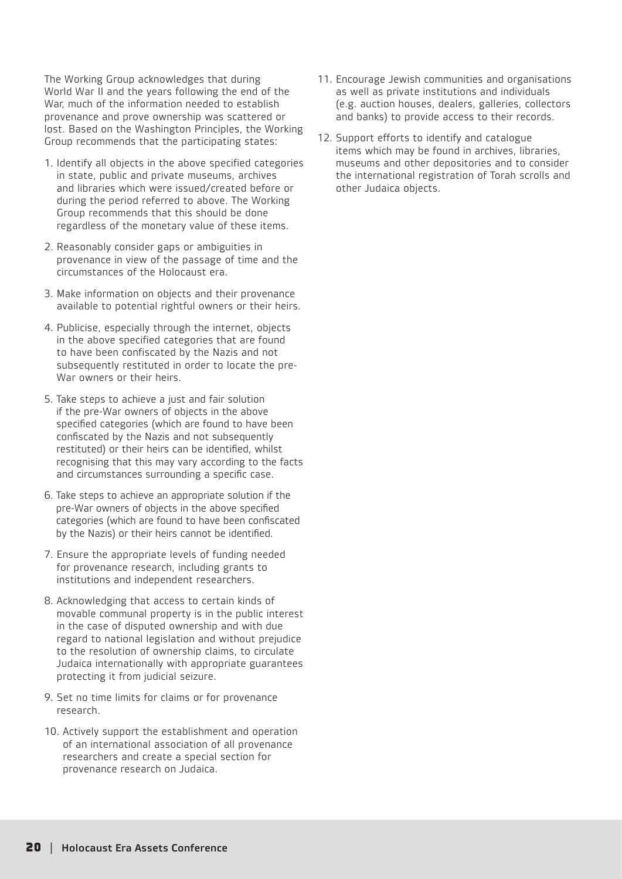The Working Group acknowledges that during World War II and the years following the end of the War, much of the information needed to establish provenance and prove ownership was scattered or lost. Based on the Washington Principles, the Working Group recommends that the participating states:

1. Identify all objects in the above specified categories in state, public and private museums, archives and libraries which were issued/created before or during the period referred to above. The Working Group recommends that this should be done regardless of the monetary value of these items.

2. Reasonably consider gaps or ambiguities in provenance in view of the passage of time and the circumstances of the Holocaust era.

3. Make information on objects and their provenance available to potential rightful owners or their heirs.

4. Publicise, especially through the internet, objects in the above specified categories that are found to have been confiscated by the Nazis and not subsequently restituted in order to locate the pre-War owners or their heirs.

5. Take steps to achieve a just and fair solution if the pre-War owners of objects in the above specified categories (which are found to have been confiscated by the Nazis and not subsequently restituted) or their heirs can be identified, whilst recognising that this may vary according to the facts and circumstances surrounding a specific case.

6. Take steps to achieve an appropriate solution if the pre-War owners of objects in the above specified categories (which are found to have been confiscated by the Nazis) or their heirs cannot be identified.

7. Ensure the appropriate levels of funding needed for provenance research, including grants to institutions and independent researchers.

8. Acknowledging that access to certain kinds of movable communal property is in the public interest in the case of disputed ownership and with due regard to national legislation and without prejudice to the resolution of ownership claims, to circulate Judaica internationally with appropriate guarantees protecting it from judicial seizure.

9. Set no time limits for claims or for provenance research.

10. Actively support the establishment and operation of an international association of all provenance researchers and create a special section for provenance research on Judaica.

11. Encourage Jewish communities and organisations as well as private institutions and individuals (e.g. auction houses, dealers, galleries, collectors and banks) to provide access to their records.

12. Support efforts to identify and catalogue items which may be found in archives, libraries, museums and other depositories and to consider the international registration of Torah scrolls and other Judaica objects.